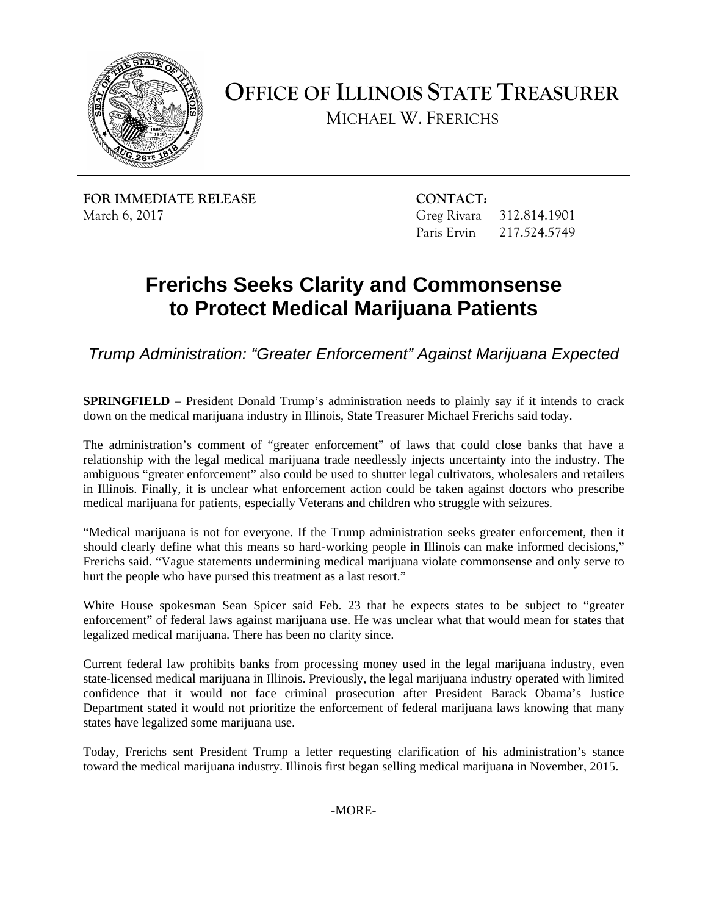# OFFICE OF ILLINOIS STATE TREASURER

MICHAEL W. FRERICHS

**FOR IMMEDIATE RELEASE**
March 6, 2017

**CONTACT:**
Greg Rivara 312.814.1901
Paris Ervin 217.524.5749

## Frerichs Seeks Clarity and Commonsense to Protect Medical Marijuana Patients

*Trump Administration: "Greater Enforcement" Against Marijuana Expected*

**SPRINGFIELD** – President Donald Trump's administration needs to plainly say if it intends to crack down on the medical marijuana industry in Illinois, State Treasurer Michael Frerichs said today.

The administration's comment of "greater enforcement" of laws that could close banks that have a relationship with the legal medical marijuana trade needlessly injects uncertainty into the industry. The ambiguous "greater enforcement" also could be used to shutter legal cultivators, wholesalers and retailers in Illinois. Finally, it is unclear what enforcement action could be taken against doctors who prescribe medical marijuana for patients, especially Veterans and children who struggle with seizures.

"Medical marijuana is not for everyone. If the Trump administration seeks greater enforcement, then it should clearly define what this means so hard-working people in Illinois can make informed decisions," Frerichs said. "Vague statements undermining medical marijuana violate commonsense and only serve to hurt the people who have pursed this treatment as a last resort."

White House spokesman Sean Spicer said Feb. 23 that he expects states to be subject to "greater enforcement" of federal laws against marijuana use. He was unclear what that would mean for states that legalized medical marijuana. There has been no clarity since.

Current federal law prohibits banks from processing money used in the legal marijuana industry, even state-licensed medical marijuana in Illinois. Previously, the legal marijuana industry operated with limited confidence that it would not face criminal prosecution after President Barack Obama's Justice Department stated it would not prioritize the enforcement of federal marijuana laws knowing that many states have legalized some marijuana use.

Today, Frerichs sent President Trump a letter requesting clarification of his administration's stance toward the medical marijuana industry. Illinois first began selling medical marijuana in November, 2015.

-MORE-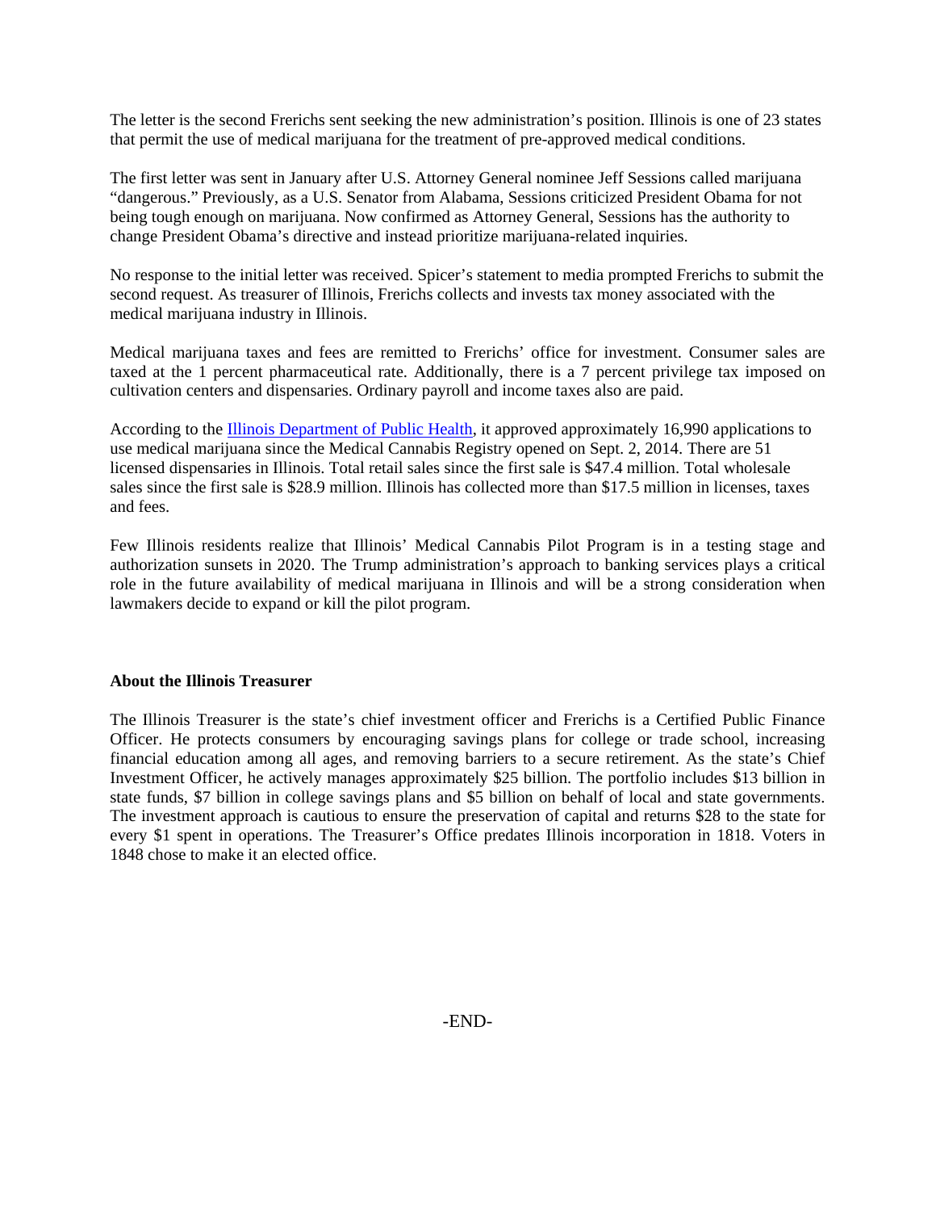The letter is the second Frerichs sent seeking the new administration's position. Illinois is one of 23 states that permit the use of medical marijuana for the treatment of pre-approved medical conditions.

The first letter was sent in January after U.S. Attorney General nominee Jeff Sessions called marijuana "dangerous." Previously, as a U.S. Senator from Alabama, Sessions criticized President Obama for not being tough enough on marijuana. Now confirmed as Attorney General, Sessions has the authority to change President Obama's directive and instead prioritize marijuana-related inquiries.

No response to the initial letter was received. Spicer's statement to media prompted Frerichs to submit the second request. As treasurer of Illinois, Frerichs collects and invests tax money associated with the medical marijuana industry in Illinois.

Medical marijuana taxes and fees are remitted to Frerichs' office for investment. Consumer sales are taxed at the 1 percent pharmaceutical rate. Additionally, there is a 7 percent privilege tax imposed on cultivation centers and dispensaries. Ordinary payroll and income taxes also are paid.

According to the [Illinois Department of Public Health](), it approved approximately 16,990 applications to use medical marijuana since the Medical Cannabis Registry opened on Sept. 2, 2014. There are 51 licensed dispensaries in Illinois. Total retail sales since the first sale is $47.4 million. Total wholesale sales since the first sale is $28.9 million. Illinois has collected more than $17.5 million in licenses, taxes and fees.

Few Illinois residents realize that Illinois' Medical Cannabis Pilot Program is in a testing stage and authorization sunsets in 2020. The Trump administration's approach to banking services plays a critical role in the future availability of medical marijuana in Illinois and will be a strong consideration when lawmakers decide to expand or kill the pilot program.

**About the Illinois Treasurer**

The Illinois Treasurer is the state's chief investment officer and Frerichs is a Certified Public Finance Officer. He protects consumers by encouraging savings plans for college or trade school, increasing financial education among all ages, and removing barriers to a secure retirement. As the state's Chief Investment Officer, he actively manages approximately $25 billion. The portfolio includes $13 billion in state funds, $7 billion in college savings plans and $5 billion on behalf of local and state governments. The investment approach is cautious to ensure the preservation of capital and returns $28 to the state for every $1 spent in operations. The Treasurer's Office predates Illinois incorporation in 1818. Voters in 1848 chose to make it an elected office.

-END-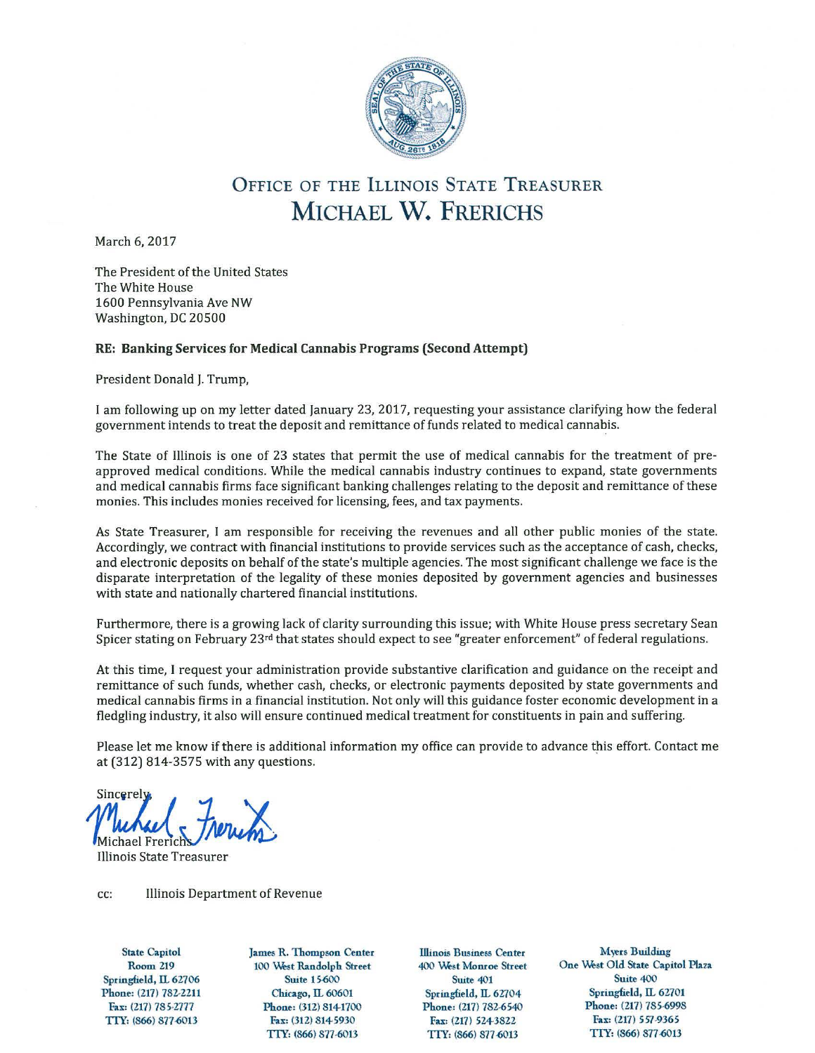# OFFICE OF THE ILLINOIS STATE TREASURER
## MICHAEL W. FRERICHS

March 6, 2017

The President of the United States
The White House
1600 Pennsylvania Ave NW
Washington, DC 20500

**RE: Banking Services for Medical Cannabis Programs (Second Attempt)**

President Donald J. Trump,

I am following up on my letter dated January 23, 2017, requesting your assistance clarifying how the federal government intends to treat the deposit and remittance of funds related to medical cannabis.

The State of Illinois is one of 23 states that permit the use of medical cannabis for the treatment of pre-approved medical conditions. While the medical cannabis industry continues to expand, state governments and medical cannabis firms face significant banking challenges relating to the deposit and remittance of these monies. This includes monies received for licensing, fees, and tax payments.

As State Treasurer, I am responsible for receiving the revenues and all other public monies of the state. Accordingly, we contract with financial institutions to provide services such as the acceptance of cash, checks, and electronic deposits on behalf of the state's multiple agencies. The most significant challenge we face is the disparate interpretation of the legality of these monies deposited by government agencies and businesses with state and nationally chartered financial institutions.

Furthermore, there is a growing lack of clarity surrounding this issue; with White House press secretary Sean Spicer stating on February 23rd that states should expect to see "greater enforcement" of federal regulations.

At this time, I request your administration provide substantive clarification and guidance on the receipt and remittance of such funds, whether cash, checks, or electronic payments deposited by state governments and medical cannabis firms in a financial institution. Not only will this guidance foster economic development in a fledgling industry, it also will ensure continued medical treatment for constituents in pain and suffering.

Please let me know if there is additional information my office can provide to advance this effort. Contact me at (312) 814-3575 with any questions.

Sincerely,

Michael Frerichs
Illinois State Treasurer

cc: Illinois Department of Revenue

State Capitol
Room 219
Springfield, IL 62706
Phone: (217) 782-2211
Fax: (217) 785-2777
TTY: (866) 877-6013

James R. Thompson Center
100 West Randolph Street
Suite 15-600
Chicago, IL 60601
Phone: (312) 814-1700
Fax: (312) 814-5930
TTY: (866) 877-6013

Illinois Business Center
400 West Monroe Street
Suite 401
Springfield, IL 62704
Phone: (217) 782-6540
Fax: (217) 524-3822
TTY: (866) 877-6013

Myers Building
One West Old State Capitol Plaza
Suite 400
Springfield, IL 62701
Phone: (217) 785-6998
Fax: (217) 557-9365
TTY: (866) 877-6013